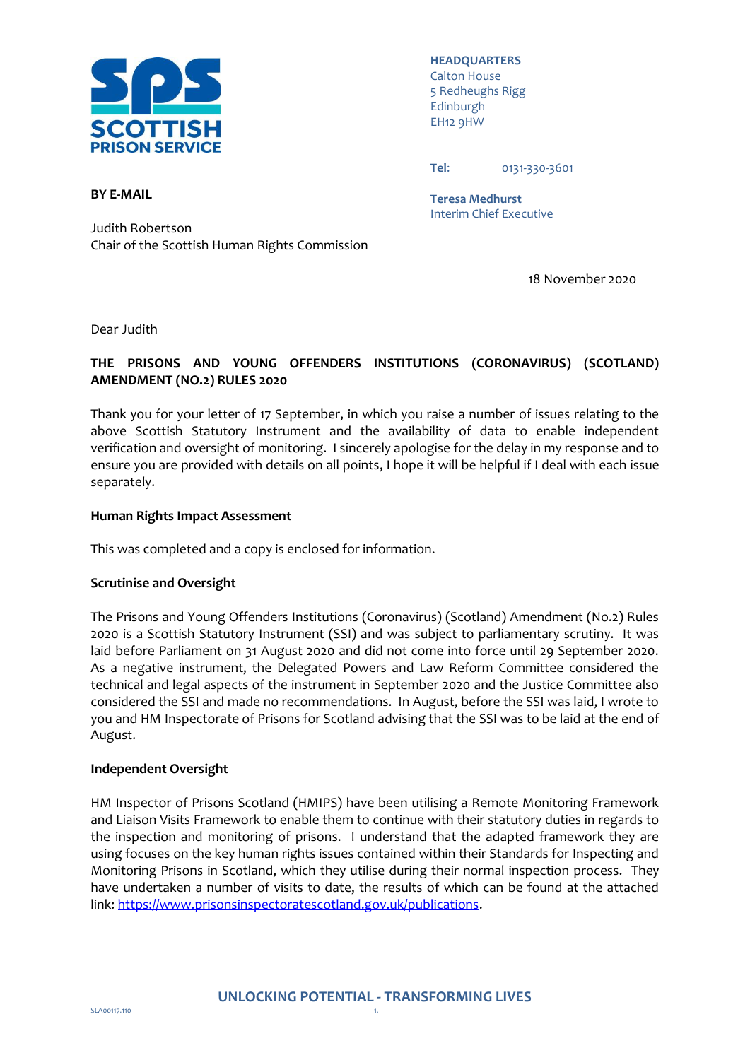**SCOTTISH PRISON SERVICE**

**HEADQUARTERS**
Calton House
5 Redheughs Rigg
Edinburgh
EH12 9HW

**Tel:** 0131-330-3601

**Teresa Medhurst**
Interim Chief Executive

**BY E-MAIL**

Judith Robertson
Chair of the Scottish Human Rights Commission

18 November 2020

Dear Judith

**THE PRISONS AND YOUNG OFFENDERS INSTITUTIONS (CORONAVIRUS) (SCOTLAND) AMENDMENT (NO.2) RULES 2020**

Thank you for your letter of 17 September, in which you raise a number of issues relating to the above Scottish Statutory Instrument and the availability of data to enable independent verification and oversight of monitoring. I sincerely apologise for the delay in my response and to ensure you are provided with details on all points, I hope it will be helpful if I deal with each issue separately.

**Human Rights Impact Assessment**

This was completed and a copy is enclosed for information.

**Scrutinise and Oversight**

The Prisons and Young Offenders Institutions (Coronavirus) (Scotland) Amendment (No.2) Rules 2020 is a Scottish Statutory Instrument (SSI) and was subject to parliamentary scrutiny. It was laid before Parliament on 31 August 2020 and did not come into force until 29 September 2020. As a negative instrument, the Delegated Powers and Law Reform Committee considered the technical and legal aspects of the instrument in September 2020 and the Justice Committee also considered the SSI and made no recommendations. In August, before the SSI was laid, I wrote to you and HM Inspectorate of Prisons for Scotland advising that the SSI was to be laid at the end of August.

**Independent Oversight**

HM Inspector of Prisons Scotland (HMIPS) have been utilising a Remote Monitoring Framework and Liaison Visits Framework to enable them to continue with their statutory duties in regards to the inspection and monitoring of prisons. I understand that the adapted framework they are using focuses on the key human rights issues contained within their Standards for Inspecting and Monitoring Prisons in Scotland, which they utilise during their normal inspection process. They have undertaken a number of visits to date, the results of which can be found at the attached link: https://www.prisonsinspectoratescotland.gov.uk/publications.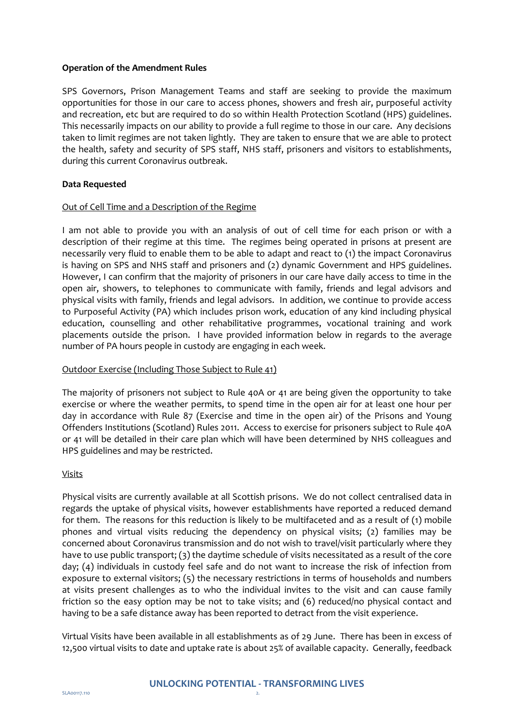**Operation of the Amendment Rules**

SPS Governors, Prison Management Teams and staff are seeking to provide the maximum opportunities for those in our care to access phones, showers and fresh air, purposeful activity and recreation, etc but are required to do so within Health Protection Scotland (HPS) guidelines. This necessarily impacts on our ability to provide a full regime to those in our care. Any decisions taken to limit regimes are not taken lightly. They are taken to ensure that we are able to protect the health, safety and security of SPS staff, NHS staff, prisoners and visitors to establishments, during this current Coronavirus outbreak.

**Data Requested**

Out of Cell Time and a Description of the Regime

I am not able to provide you with an analysis of out of cell time for each prison or with a description of their regime at this time. The regimes being operated in prisons at present are necessarily very fluid to enable them to be able to adapt and react to (1) the impact Coronavirus is having on SPS and NHS staff and prisoners and (2) dynamic Government and HPS guidelines. However, I can confirm that the majority of prisoners in our care have daily access to time in the open air, showers, to telephones to communicate with family, friends and legal advisors and physical visits with family, friends and legal advisors. In addition, we continue to provide access to Purposeful Activity (PA) which includes prison work, education of any kind including physical education, counselling and other rehabilitative programmes, vocational training and work placements outside the prison. I have provided information below in regards to the average number of PA hours people in custody are engaging in each week.

Outdoor Exercise (Including Those Subject to Rule 41)

The majority of prisoners not subject to Rule 40A or 41 are being given the opportunity to take exercise or where the weather permits, to spend time in the open air for at least one hour per day in accordance with Rule 87 (Exercise and time in the open air) of the Prisons and Young Offenders Institutions (Scotland) Rules 2011. Access to exercise for prisoners subject to Rule 40A or 41 will be detailed in their care plan which will have been determined by NHS colleagues and HPS guidelines and may be restricted.

Visits

Physical visits are currently available at all Scottish prisons. We do not collect centralised data in regards the uptake of physical visits, however establishments have reported a reduced demand for them. The reasons for this reduction is likely to be multifaceted and as a result of (1) mobile phones and virtual visits reducing the dependency on physical visits; (2) families may be concerned about Coronavirus transmission and do not wish to travel/visit particularly where they have to use public transport; (3) the daytime schedule of visits necessitated as a result of the core day; (4) individuals in custody feel safe and do not want to increase the risk of infection from exposure to external visitors; (5) the necessary restrictions in terms of households and numbers at visits present challenges as to who the individual invites to the visit and can cause family friction so the easy option may be not to take visits; and (6) reduced/no physical contact and having to be a safe distance away has been reported to detract from the visit experience.

Virtual Visits have been available in all establishments as of 29 June. There has been in excess of 12,500 virtual visits to date and uptake rate is about 25% of available capacity. Generally, feedback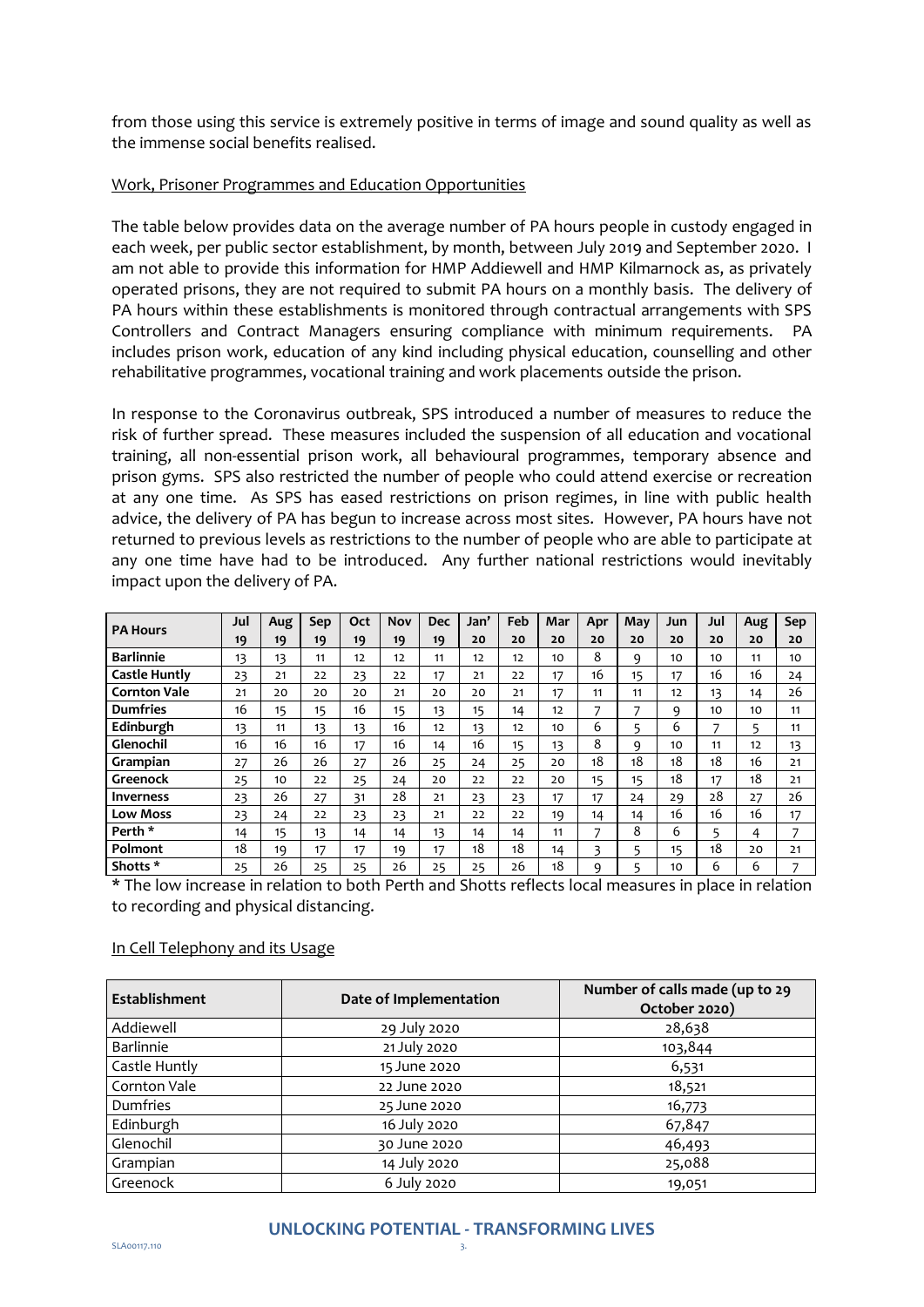from those using this service is extremely positive in terms of image and sound quality as well as the immense social benefits realised.

Work, Prisoner Programmes and Education Opportunities

The table below provides data on the average number of PA hours people in custody engaged in each week, per public sector establishment, by month, between July 2019 and September 2020. I am not able to provide this information for HMP Addiewell and HMP Kilmarnock as, as privately operated prisons, they are not required to submit PA hours on a monthly basis. The delivery of PA hours within these establishments is monitored through contractual arrangements with SPS Controllers and Contract Managers ensuring compliance with minimum requirements. PA includes prison work, education of any kind including physical education, counselling and other rehabilitative programmes, vocational training and work placements outside the prison.

In response to the Coronavirus outbreak, SPS introduced a number of measures to reduce the risk of further spread. These measures included the suspension of all education and vocational training, all non-essential prison work, all behavioural programmes, temporary absence and prison gyms. SPS also restricted the number of people who could attend exercise or recreation at any one time. As SPS has eased restrictions on prison regimes, in line with public health advice, the delivery of PA has begun to increase across most sites. However, PA hours have not returned to previous levels as restrictions to the number of people who are able to participate at any one time have had to be introduced. Any further national restrictions would inevitably impact upon the delivery of PA.

| PA Hours | Jul 19 | Aug 19 | Sep 19 | Oct 19 | Nov 19 | Dec 19 | Jan' 20 | Feb 20 | Mar 20 | Apr 20 | May 20 | Jun 20 | Jul 20 | Aug 20 | Sep 20 |
|---|---|---|---|---|---|---|---|---|---|---|---|---|---|---|---|
| **Barlinnie** | 13 | 13 | 11 | 12 | 12 | 11 | 12 | 12 | 10 | 8 | 9 | 10 | 10 | 11 | 10 |
| **Castle Huntly** | 23 | 21 | 22 | 23 | 22 | 17 | 21 | 22 | 17 | 16 | 15 | 17 | 16 | 16 | 24 |
| **Cornton Vale** | 21 | 20 | 20 | 20 | 21 | 20 | 20 | 21 | 17 | 11 | 11 | 12 | 13 | 14 | 26 |
| **Dumfries** | 16 | 15 | 15 | 16 | 15 | 13 | 15 | 14 | 12 | 7 | 7 | 9 | 10 | 10 | 11 |
| **Edinburgh** | 13 | 11 | 13 | 13 | 16 | 12 | 13 | 12 | 10 | 6 | 5 | 6 | 7 | 5 | 11 |
| **Glenochil** | 16 | 16 | 16 | 17 | 16 | 14 | 16 | 15 | 13 | 8 | 9 | 10 | 11 | 12 | 13 |
| **Grampian** | 27 | 26 | 26 | 27 | 26 | 25 | 24 | 25 | 20 | 18 | 18 | 18 | 18 | 16 | 21 |
| **Greenock** | 25 | 10 | 22 | 25 | 24 | 20 | 22 | 22 | 20 | 15 | 15 | 18 | 17 | 18 | 21 |
| **Inverness** | 23 | 26 | 27 | 31 | 28 | 21 | 23 | 23 | 17 | 17 | 24 | 29 | 28 | 27 | 26 |
| **Low Moss** | 23 | 24 | 22 | 23 | 23 | 21 | 22 | 22 | 19 | 14 | 14 | 16 | 16 | 16 | 17 |
| **Perth *** | 14 | 15 | 13 | 14 | 14 | 13 | 14 | 14 | 11 | 7 | 8 | 6 | 5 | 4 | 7 |
| **Polmont** | 18 | 19 | 17 | 17 | 19 | 17 | 18 | 18 | 14 | 3 | 5 | 15 | 18 | 20 | 21 |
| **Shotts *** | 25 | 26 | 25 | 25 | 26 | 25 | 25 | 26 | 18 | 9 | 5 | 10 | 6 | 6 | 7 |

\* The low increase in relation to both Perth and Shotts reflects local measures in place in relation to recording and physical distancing.

In Cell Telephony and its Usage

| Establishment | Date of Implementation | Number of calls made (up to 29 October 2020) |
|---|---|---|
| Addiewell | 29 July 2020 | 28,638 |
| Barlinnie | 21 July 2020 | 103,844 |
| Castle Huntly | 15 June 2020 | 6,531 |
| Cornton Vale | 22 June 2020 | 18,521 |
| Dumfries | 25 June 2020 | 16,773 |
| Edinburgh | 16 July 2020 | 67,847 |
| Glenochil | 30 June 2020 | 46,493 |
| Grampian | 14 July 2020 | 25,088 |
| Greenock | 6 July 2020 | 19,051 |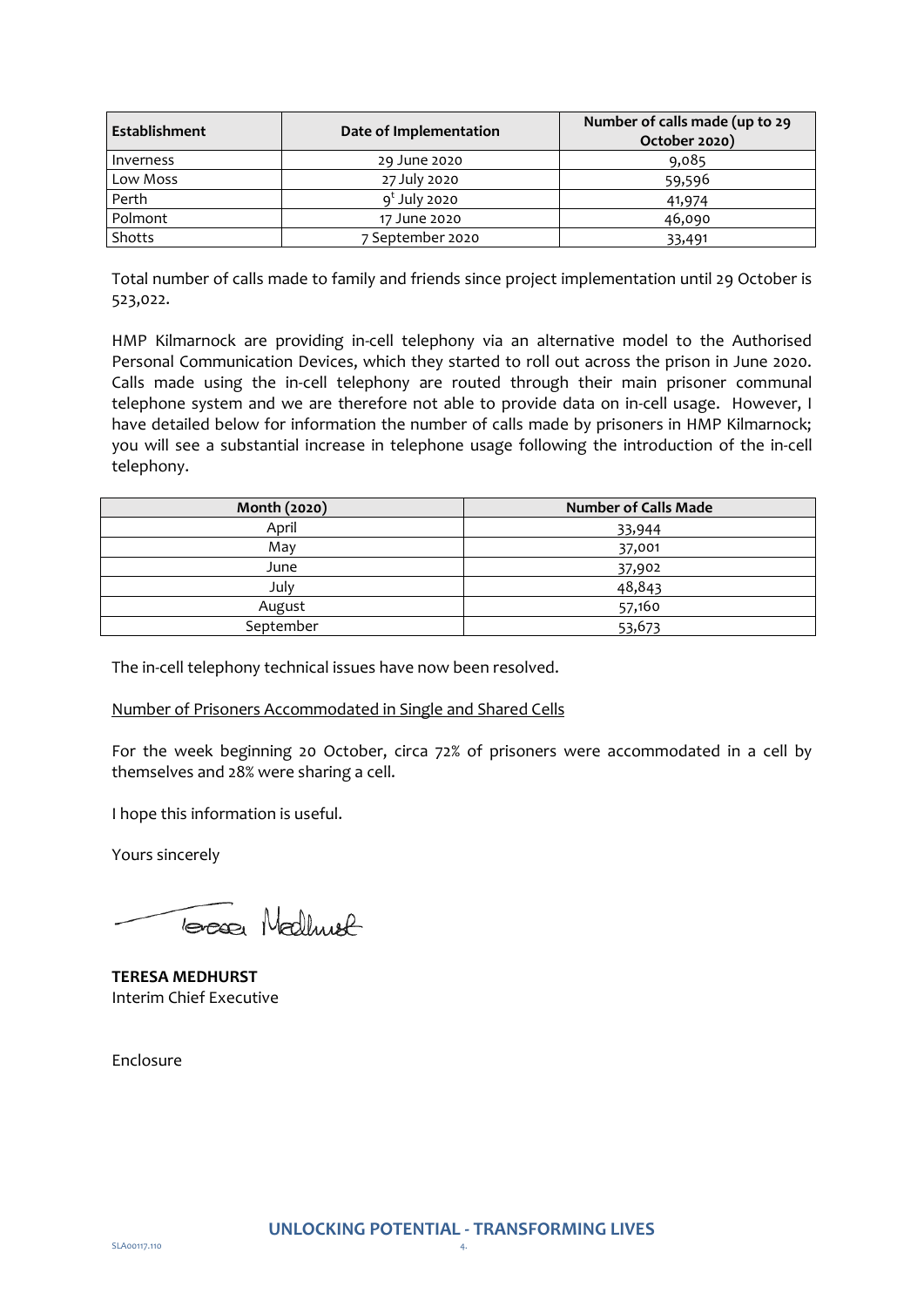| Establishment | Date of Implementation | Number of calls made (up to 29 October 2020) |
|---|---|---|
| Inverness | 29 June 2020 | 9,085 |
| Low Moss | 27 July 2020 | 59,596 |
| Perth | 9t July 2020 | 41,974 |
| Polmont | 17 June 2020 | 46,090 |
| Shotts | 7 September 2020 | 33,491 |

Total number of calls made to family and friends since project implementation until 29 October is 523,022.

HMP Kilmarnock are providing in-cell telephony via an alternative model to the Authorised Personal Communication Devices, which they started to roll out across the prison in June 2020. Calls made using the in-cell telephony are routed through their main prisoner communal telephone system and we are therefore not able to provide data on in-cell usage. However, I have detailed below for information the number of calls made by prisoners in HMP Kilmarnock; you will see a substantial increase in telephone usage following the introduction of the in-cell telephony.

| Month (2020) | Number of Calls Made |
|---|---|
| April | 33,944 |
| May | 37,001 |
| June | 37,902 |
| July | 48,843 |
| August | 57,160 |
| September | 53,673 |

The in-cell telephony technical issues have now been resolved.

<u>Number of Prisoners Accommodated in Single and Shared Cells</u>

For the week beginning 20 October, circa 72% of prisoners were accommodated in a cell by themselves and 28% were sharing a cell.

I hope this information is useful.

Yours sincerely

Teresa Medhurst

**TERESA MEDHURST**
Interim Chief Executive

Enclosure

**UNLOCKING POTENTIAL - TRANSFORMING LIVES**

SLA00117.110